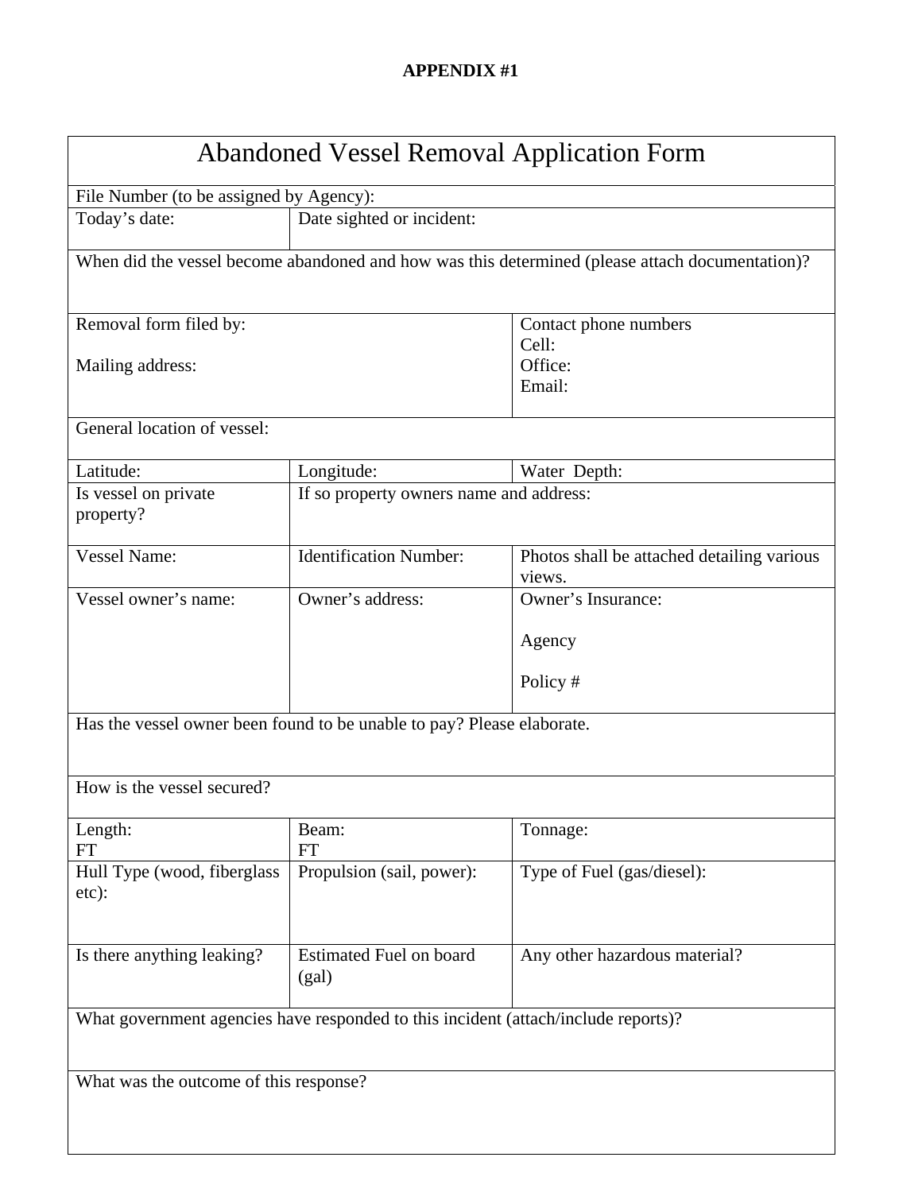**APPENDIX #1**

| Abandoned Vessel Removal Application Form | | |
|---|---|---|
| File Number (to be assigned by Agency): | | |
| Today's date: | Date sighted or incident: | |
| When did the vessel become abandoned and how was this determined (please attach documentation)? | | |
| Removal form filed by:<br><br>Mailing address: | | Contact phone numbers<br>Cell:<br>Office:<br>Email: |
| General location of vessel: | | |
| Latitude: | Longitude: | Water Depth: |
| Is vessel on private property? | If so property owners name and address: | |
| Vessel Name: | Identification Number: | Photos shall be attached detailing various views. |
| Vessel owner's name: | Owner's address: | Owner's Insurance:<br><br>Agency<br><br>Policy # |
| Has the vessel owner been found to be unable to pay? Please elaborate. | | |
| How is the vessel secured? | | |
| Length:<br>FT | Beam:<br>FT | Tonnage: |
| Hull Type (wood, fiberglass etc): | Propulsion (sail, power): | Type of Fuel (gas/diesel): |
| Is there anything leaking? | Estimated Fuel on board (gal) | Any other hazardous material? |
| What government agencies have responded to this incident (attach/include reports)? | | |
| What was the outcome of this response? | | |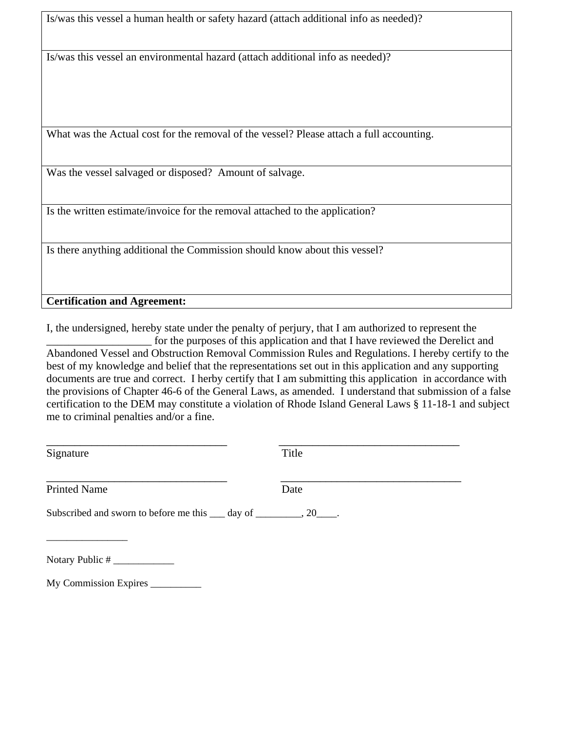| |
|---|
| Is/was this vessel a human health or safety hazard (attach additional info as needed)? |
| Is/was this vessel an environmental hazard (attach additional info as needed)? |
| What was the Actual cost for the removal of the vessel? Please attach a full accounting. |
| Was the vessel salvaged or disposed? Amount of salvage. |
| Is the written estimate/invoice for the removal attached to the application? |
| Is there anything additional the Commission should know about this vessel? |
| **Certification and Agreement:** |

I, the undersigned, hereby state under the penalty of perjury, that I am authorized to represent the ___________________ for the purposes of this application and that I have reviewed the Derelict and Abandoned Vessel and Obstruction Removal Commission Rules and Regulations. I hereby certify to the best of my knowledge and belief that the representations set out in this application and any supporting documents are true and correct. I herby certify that I am submitting this application in accordance with the provisions of Chapter 46-6 of the General Laws, as amended. I understand that submission of a false certification to the DEM may constitute a violation of Rhode Island General Laws § 11-18-1 and subject me to criminal penalties and/or a fine.

_________________________________ _________________________________
Signature Title

_________________________________ _________________________________
Printed Name Date

Subscribed and sworn to before me this ___ day of _________, 20____.

________________

Notary Public # ____________

My Commission Expires __________